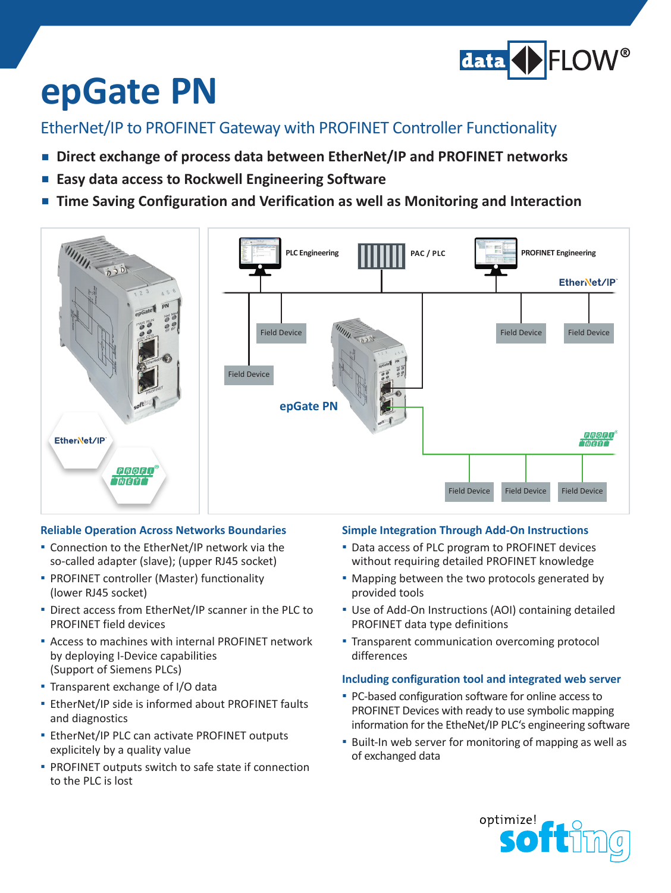# epGate PN

## EtherNet/IP to PROFINET Gateway with PROFINET Controller Functionality

- **Direct exchange of process data between EtherNet/IP and PROFINET networks**
- **Easy data access to Rockwell Engineering Software**
- **Time Saving Configuration and Verification as well as Monitoring and Interaction**

### Reliable Operation Across Networks Boundaries

- Connection to the EtherNet/IP network via the so-called adapter (slave); (upper RJ45 socket)
- PROFINET controller (Master) functionality (lower RJ45 socket)
- Direct access from EtherNet/IP scanner in the PLC to PROFINET field devices
- Access to machines with internal PROFINET network by deploying I-Device capabilities (Support of Siemens PLCs)
- Transparent exchange of I/O data
- EtherNet/IP side is informed about PROFINET faults and diagnostics
- EtherNet/IP PLC can activate PROFINET outputs explicitely by a quality value
- PROFINET outputs switch to safe state if connection to the PLC is lost

### Simple Integration Through Add-On Instructions

- Data access of PLC program to PROFINET devices without requiring detailed PROFINET knowledge
- Mapping between the two protocols generated by provided tools
- Use of Add-On Instructions (AOI) containing detailed PROFINET data type definitions
- Transparent communication overcoming protocol differences

### Including configuration tool and integrated web server

- PC-based configuration software for online access to PROFINET Devices with ready to use symbolic mapping information for the EtheNet/IP PLC's engineering software
- Built-In web server for monitoring of mapping as well as of exchanged data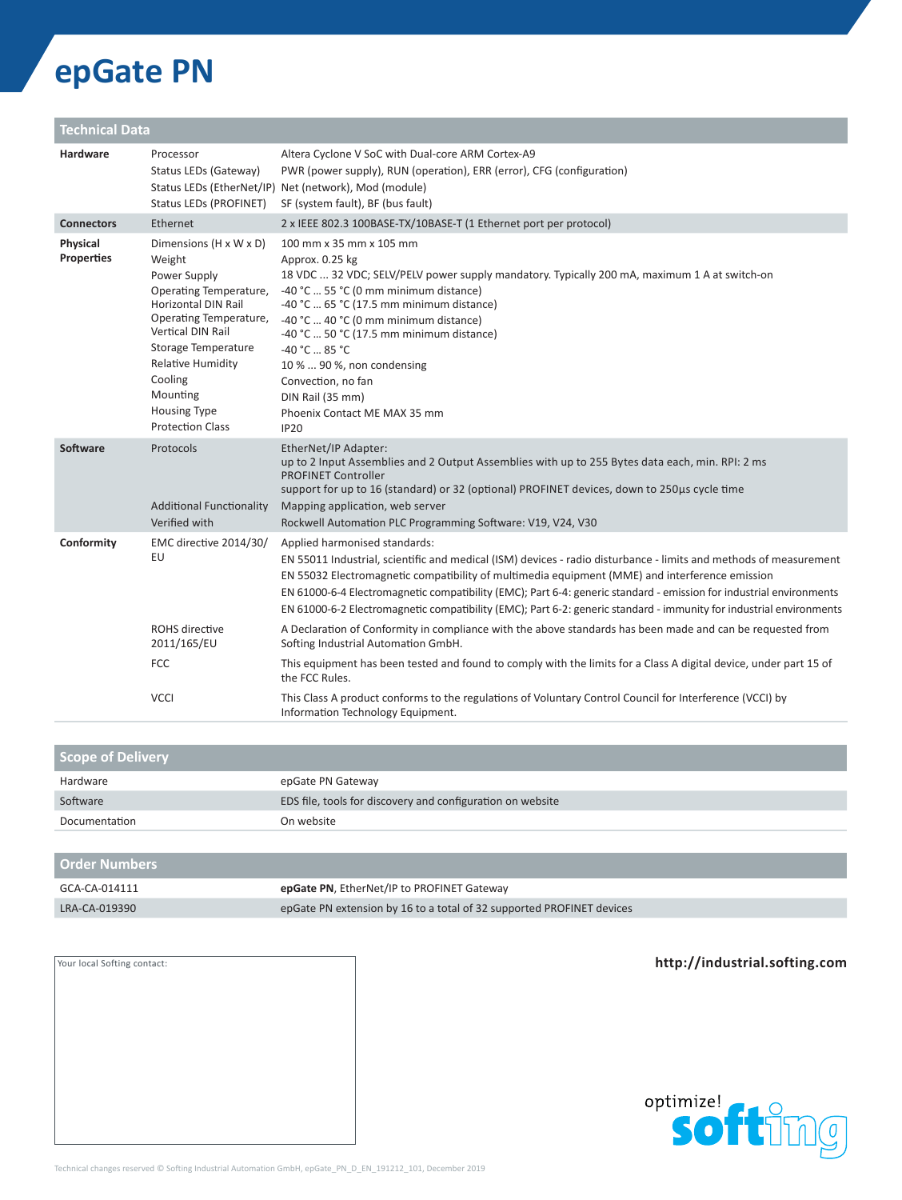# epGate PN

## Technical Data

| | | |
|---|---|---|
| **Hardware** | Processor | Altera Cyclone V SoC with Dual-core ARM Cortex-A9 |
| | Status LEDs (Gateway) | PWR (power supply), RUN (operation), ERR (error), CFG (configuration) |
| | Status LEDs (EtherNet/IP) | Net (network), Mod (module) |
| | Status LEDs (PROFINET) | SF (system fault), BF (bus fault) |
| **Connectors** | Ethernet | 2 x IEEE 802.3 100BASE-TX/10BASE-T (1 Ethernet port per protocol) |
| **Physical Properties** | Dimensions (H x W x D) | 100 mm x 35 mm x 105 mm |
| | Weight | Approx. 0.25 kg |
| | Power Supply | 18 VDC ... 32 VDC; SELV/PELV power supply mandatory. Typically 200 mA, maximum 1 A at switch-on |
| | Operating Temperature, Horizontal DIN Rail | -40 °C ... 55 °C (0 mm minimum distance)<br>-40 °C ... 65 °C (17.5 mm minimum distance) |
| | Operating Temperature, Vertical DIN Rail | -40 °C ... 40 °C (0 mm minimum distance)<br>-40 °C ... 50 °C (17.5 mm minimum distance) |
| | Storage Temperature | -40 °C ... 85 °C |
| | Relative Humidity | 10 % ... 90 %, non condensing |
| | Cooling | Convection, no fan |
| | Mounting | DIN Rail (35 mm) |
| | Housing Type | Phoenix Contact ME MAX 35 mm |
| | Protection Class | IP20 |
| **Software** | Protocols | EtherNet/IP Adapter:<br>up to 2 Input Assemblies and 2 Output Assemblies with up to 255 Bytes data each, min. RPI: 2 ms<br>PROFINET Controller<br>support for up to 16 (standard) or 32 (optional) PROFINET devices, down to 250µs cycle time |
| | Additional Functionality | Mapping application, web server |
| | Verified with | Rockwell Automation PLC Programming Software: V19, V24, V30 |
| **Conformity** | EMC directive 2014/30/EU | Applied harmonised standards:<br>EN 55011 Industrial, scientific and medical (ISM) devices - radio disturbance - limits and methods of measurement<br>EN 55032 Electromagnetic compatibility of multimedia equipment (MME) and interference emission<br>EN 61000-6-4 Electromagnetic compatibility (EMC); Part 6-4: generic standard - emission for industrial environments<br>EN 61000-6-2 Electromagnetic compatibility (EMC); Part 6-2: generic standard - immunity for industrial environments |
| | ROHS directive 2011/165/EU | A Declaration of Conformity in compliance with the above standards has been made and can be requested from Softing Industrial Automation GmbH. |
| | FCC | This equipment has been tested and found to comply with the limits for a Class A digital device, under part 15 of the FCC Rules. |
| | VCCI | This Class A product conforms to the regulations of Voluntary Control Council for Interference (VCCI) by Information Technology Equipment. |

## Scope of Delivery

| | |
|---|---|
| Hardware | epGate PN Gateway |
| Software | EDS file, tools for discovery and configuration on website |
| Documentation | On website |

## Order Numbers

| | |
|---|---|
| GCA-CA-014111 | **epGate PN**, EtherNet/IP to PROFINET Gateway |
| LRA-CA-019390 | epGate PN extension by 16 to a total of 32 supported PROFINET devices |

Your local Softing contact:

**http://industrial.softing.com**

optimize! softing

Technical changes reserved © Softing Industrial Automation GmbH, epGate_PN_D_EN_191212_101, December 2019